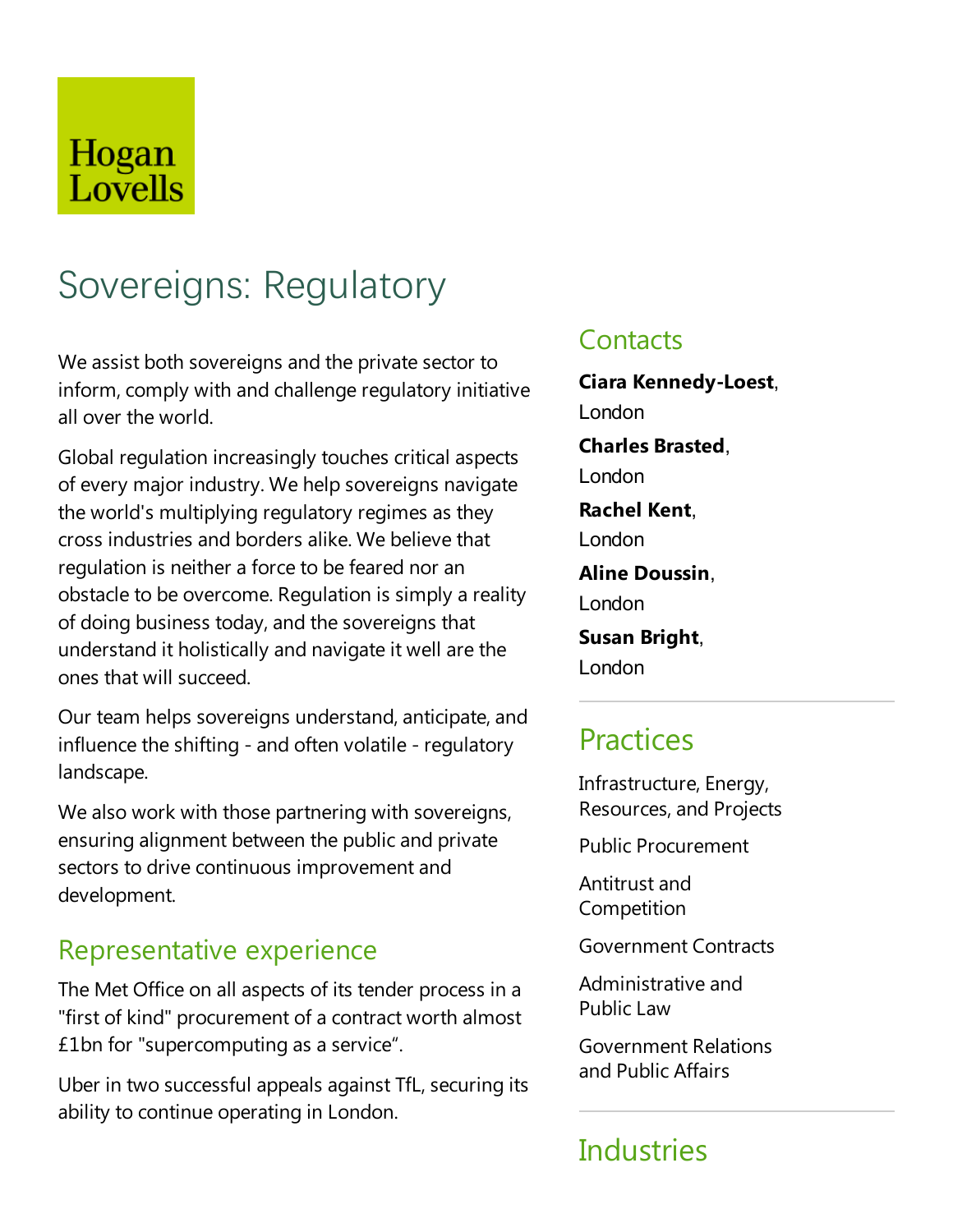Hogan Lovells

# Sovereigns: Regulatory

We assist both sovereigns and the private sector to inform, comply with and challenge regulatory initiative all over the world.

Global regulation increasingly touches critical aspects of every major industry. We help sovereigns navigate the world's multiplying regulatory regimes as they cross industries and borders alike. We believe that regulation is neither a force to be feared nor an obstacle to be overcome. Regulation is simply a reality of doing business today, and the sovereigns that understand it holistically and navigate it well are the ones that will succeed.

Our team helps sovereigns understand, anticipate, and influence the shifting - and often volatile - regulatory landscape.

We also work with those partnering with sovereigns, ensuring alignment between the public and private sectors to drive continuous improvement and development.

## Representative experience

The Met Office on all aspects of its tender process in a "first of kind" procurement of a contract worth almost £1bn for "supercomputing as a service".

Uber in two successful appeals against TfL, securing its ability to continue operating in London.

## Contacts

**Ciara Kennedy-Loest**, London

**Charles Brasted**, London

**Rachel Kent**, London

**Aline Doussin**, London

**Susan Bright**, London

## Practices

Infrastructure, Energy, Resources, and Projects

Public Procurement

Antitrust and Competition

Government Contracts

Administrative and Public Law

Government Relations and Public Affairs

## Industries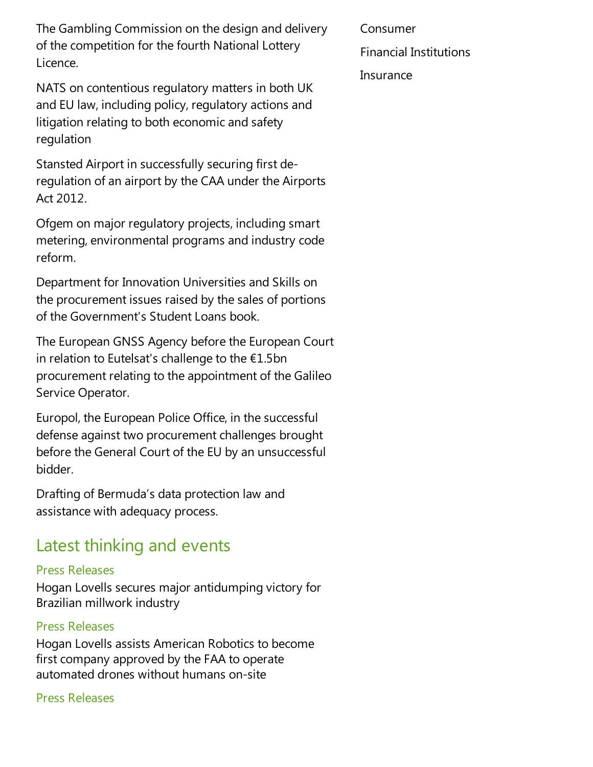The Gambling Commission on the design and delivery of the competition for the fourth National Lottery Licence.

NATS on contentious regulatory matters in both UK and EU law, including policy, regulatory actions and litigation relating to both economic and safety regulation

Stansted Airport in successfully securing first de-regulation of an airport by the CAA under the Airports Act 2012.

Ofgem on major regulatory projects, including smart metering, environmental programs and industry code reform.

Department for Innovation Universities and Skills on the procurement issues raised by the sales of portions of the Government's Student Loans book.

The European GNSS Agency before the European Court in relation to Eutelsat's challenge to the €1.5bn procurement relating to the appointment of the Galileo Service Operator.

Europol, the European Police Office, in the successful defense against two procurement challenges brought before the General Court of the EU by an unsuccessful bidder.

Drafting of Bermuda's data protection law and assistance with adequacy process.

## Latest thinking and events

Press Releases

Hogan Lovells secures major antidumping victory for Brazilian millwork industry

Press Releases

Hogan Lovells assists American Robotics to become first company approved by the FAA to operate automated drones without humans on-site

Press Releases

Consumer

Financial Institutions

Insurance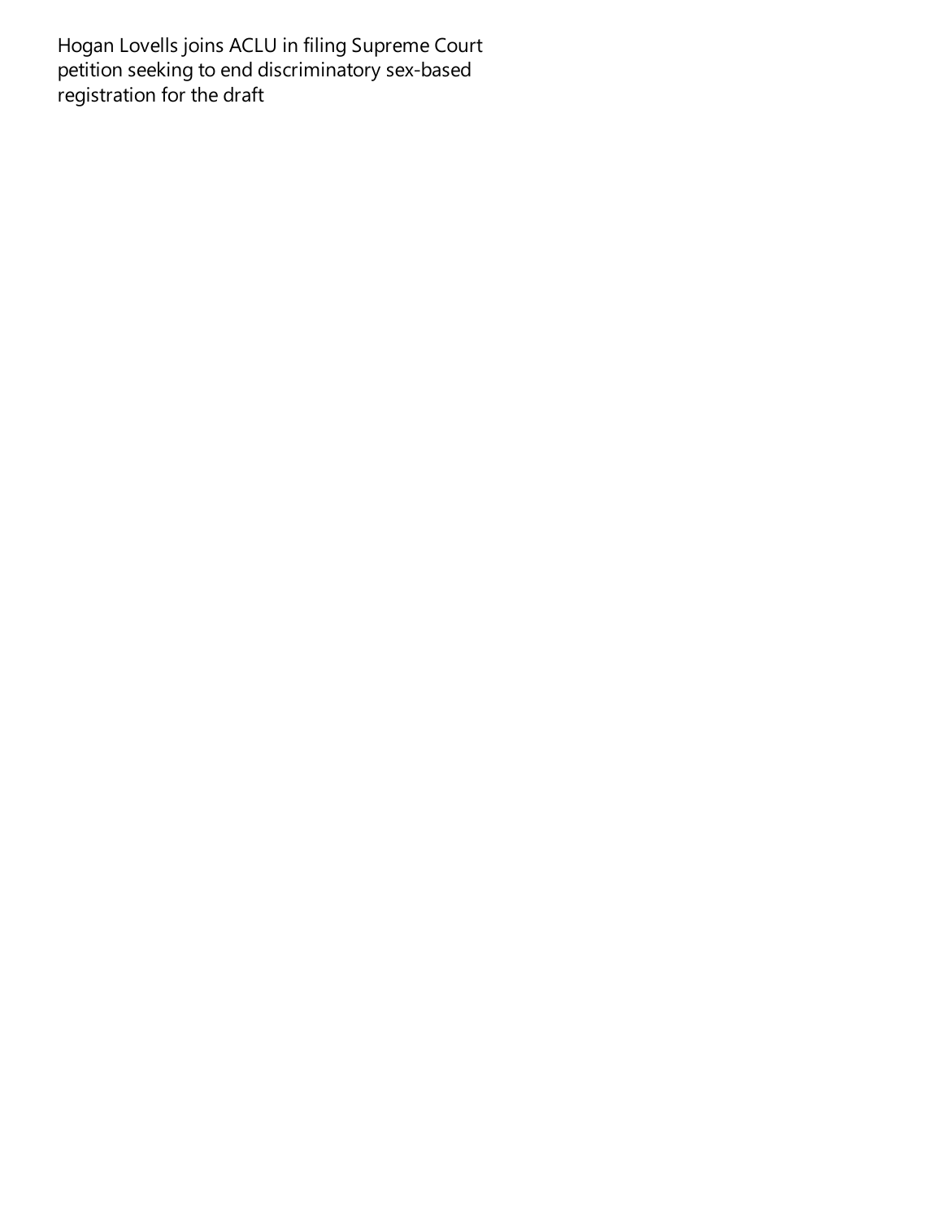Hogan Lovells joins ACLU in filing Supreme Court petition seeking to end discriminatory sex-based registration for the draft